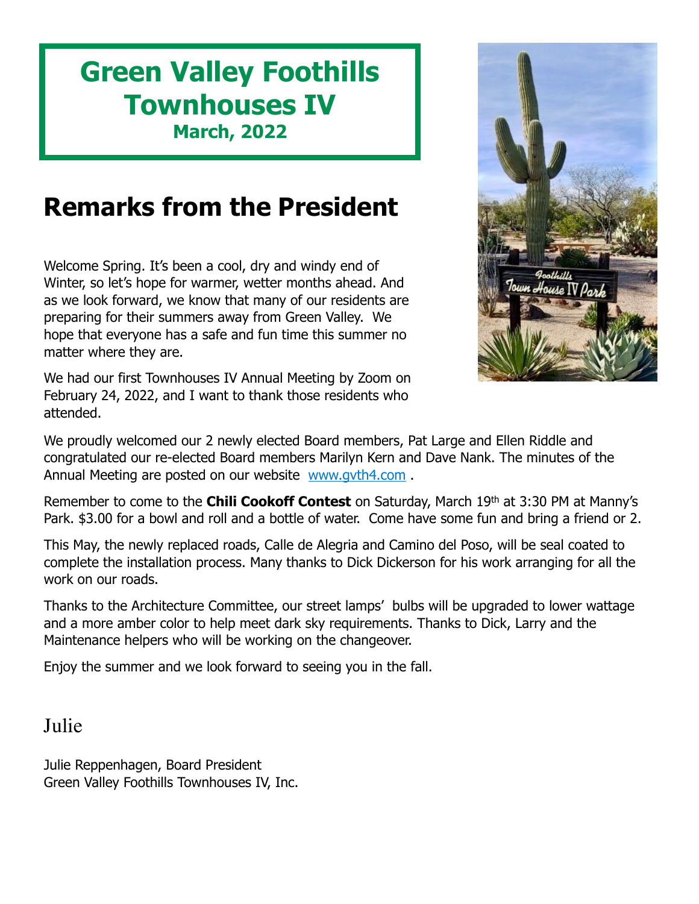# Green Valley Foothills Townhouses IV

**March, 2022**

## Remarks from the President

Welcome Spring. It's been a cool, dry and windy end of Winter, so let's hope for warmer, wetter months ahead. And as we look forward, we know that many of our residents are preparing for their summers away from Green Valley. We hope that everyone has a safe and fun time this summer no matter where they are.

We had our first Townhouses IV Annual Meeting by Zoom on February 24, 2022, and I want to thank those residents who attended.

We proudly welcomed our 2 newly elected Board members, Pat Large and Ellen Riddle and congratulated our re-elected Board members Marilyn Kern and Dave Nank. The minutes of the Annual Meeting are posted on our website [www.gvth4.com](http://www.gvth4.com) .

Remember to come to the **Chili Cookoff Contest** on Saturday, March 19th at 3:30 PM at Manny's Park. $3.00 for a bowl and roll and a bottle of water. Come have some fun and bring a friend or 2.

This May, the newly replaced roads, Calle de Alegria and Camino del Poso, will be seal coated to complete the installation process. Many thanks to Dick Dickerson for his work arranging for all the work on our roads.

Thanks to the Architecture Committee, our street lamps' bulbs will be upgraded to lower wattage and a more amber color to help meet dark sky requirements. Thanks to Dick, Larry and the Maintenance helpers who will be working on the changeover.

Enjoy the summer and we look forward to seeing you in the fall.

Julie

Julie Reppenhagen, Board President
Green Valley Foothills Townhouses IV, Inc.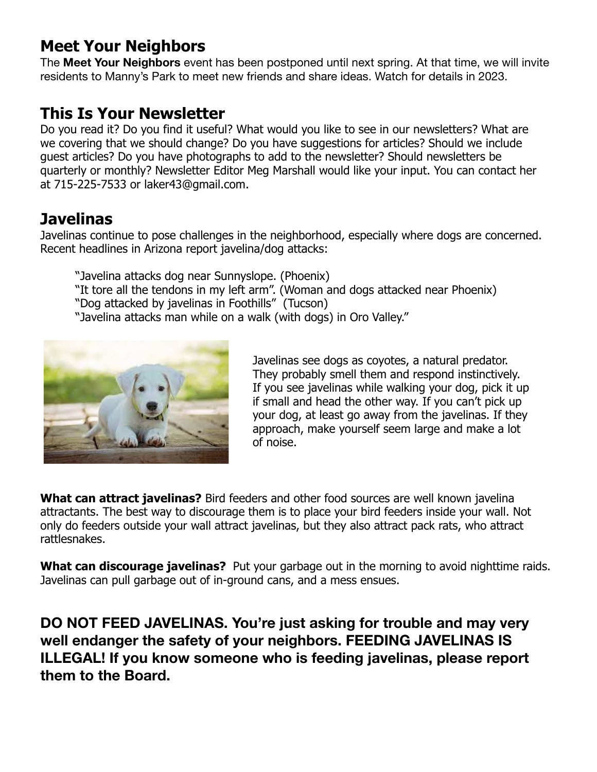## Meet Your Neighbors

The **Meet Your Neighbors** event has been postponed until next spring. At that time, we will invite residents to Manny's Park to meet new friends and share ideas. Watch for details in 2023.

## This Is Your Newsletter

Do you read it? Do you find it useful? What would you like to see in our newsletters? What are we covering that we should change? Do you have suggestions for articles? Should we include guest articles? Do you have photographs to add to the newsletter? Should newsletters be quarterly or monthly? Newsletter Editor Meg Marshall would like your input. You can contact her at 715-225-7533 or laker43@gmail.com.

## Javelinas

Javelinas continue to pose challenges in the neighborhood, especially where dogs are concerned. Recent headlines in Arizona report javelina/dog attacks:

> "Javelina attacks dog near Sunnyslope. (Phoenix)
> "It tore all the tendons in my left arm". (Woman and dogs attacked near Phoenix)
> "Dog attacked by javelinas in Foothills" (Tucson)
> "Javelina attacks man while on a walk (with dogs) in Oro Valley."

Javelinas see dogs as coyotes, a natural predator. They probably smell them and respond instinctively. If you see javelinas while walking your dog, pick it up if small and head the other way. If you can't pick up your dog, at least go away from the javelinas. If they approach, make yourself seem large and make a lot of noise.

**What can attract javelinas?** Bird feeders and other food sources are well known javelina attractants. The best way to discourage them is to place your bird feeders inside your wall. Not only do feeders outside your wall attract javelinas, but they also attract pack rats, who attract rattlesnakes.

**What can discourage javelinas?** Put your garbage out in the morning to avoid nighttime raids. Javelinas can pull garbage out of in-ground cans, and a mess ensues.

**DO NOT FEED JAVELINAS. You're just asking for trouble and may very well endanger the safety of your neighbors. FEEDING JAVELINAS IS ILLEGAL! If you know someone who is feeding javelinas, please report them to the Board.**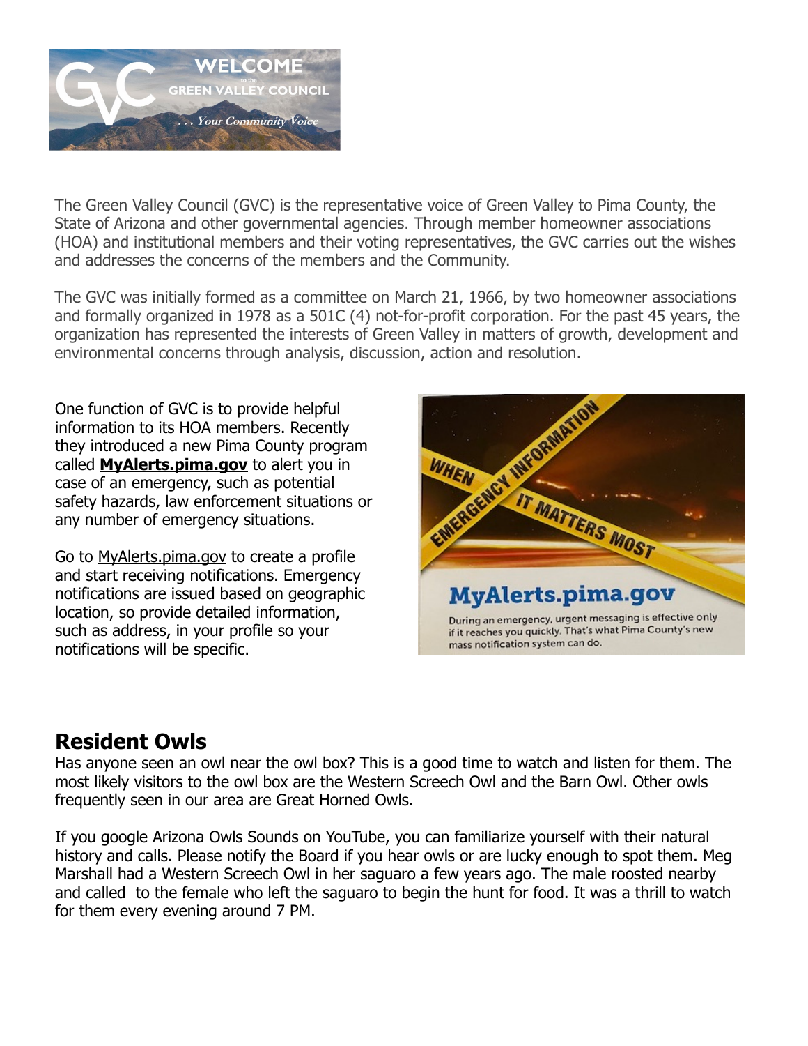The Green Valley Council (GVC) is the representative voice of Green Valley to Pima County, the State of Arizona and other governmental agencies. Through member homeowner associations (HOA) and institutional members and their voting representatives, the GVC carries out the wishes and addresses the concerns of the members and the Community.

The GVC was initially formed as a committee on March 21, 1966, by two homeowner associations and formally organized in 1978 as a 501C (4) not-for-profit corporation. For the past 45 years, the organization has represented the interests of Green Valley in matters of growth, development and environmental concerns through analysis, discussion, action and resolution.

One function of GVC is to provide helpful information to its HOA members. Recently they introduced a new Pima County program called **MyAlerts.pima.gov** to alert you in case of an emergency, such as potential safety hazards, law enforcement situations or any number of emergency situations.

Go to MyAlerts.pima.gov to create a profile and start receiving notifications. Emergency notifications are issued based on geographic location, so provide detailed information, such as address, in your profile so your notifications will be specific.

## Resident Owls

Has anyone seen an owl near the owl box? This is a good time to watch and listen for them. The most likely visitors to the owl box are the Western Screech Owl and the Barn Owl. Other owls frequently seen in our area are Great Horned Owls.

If you google Arizona Owls Sounds on YouTube, you can familiarize yourself with their natural history and calls. Please notify the Board if you hear owls or are lucky enough to spot them. Meg Marshall had a Western Screech Owl in her saguaro a few years ago. The male roosted nearby and called to the female who left the saguaro to begin the hunt for food. It was a thrill to watch for them every evening around 7 PM.